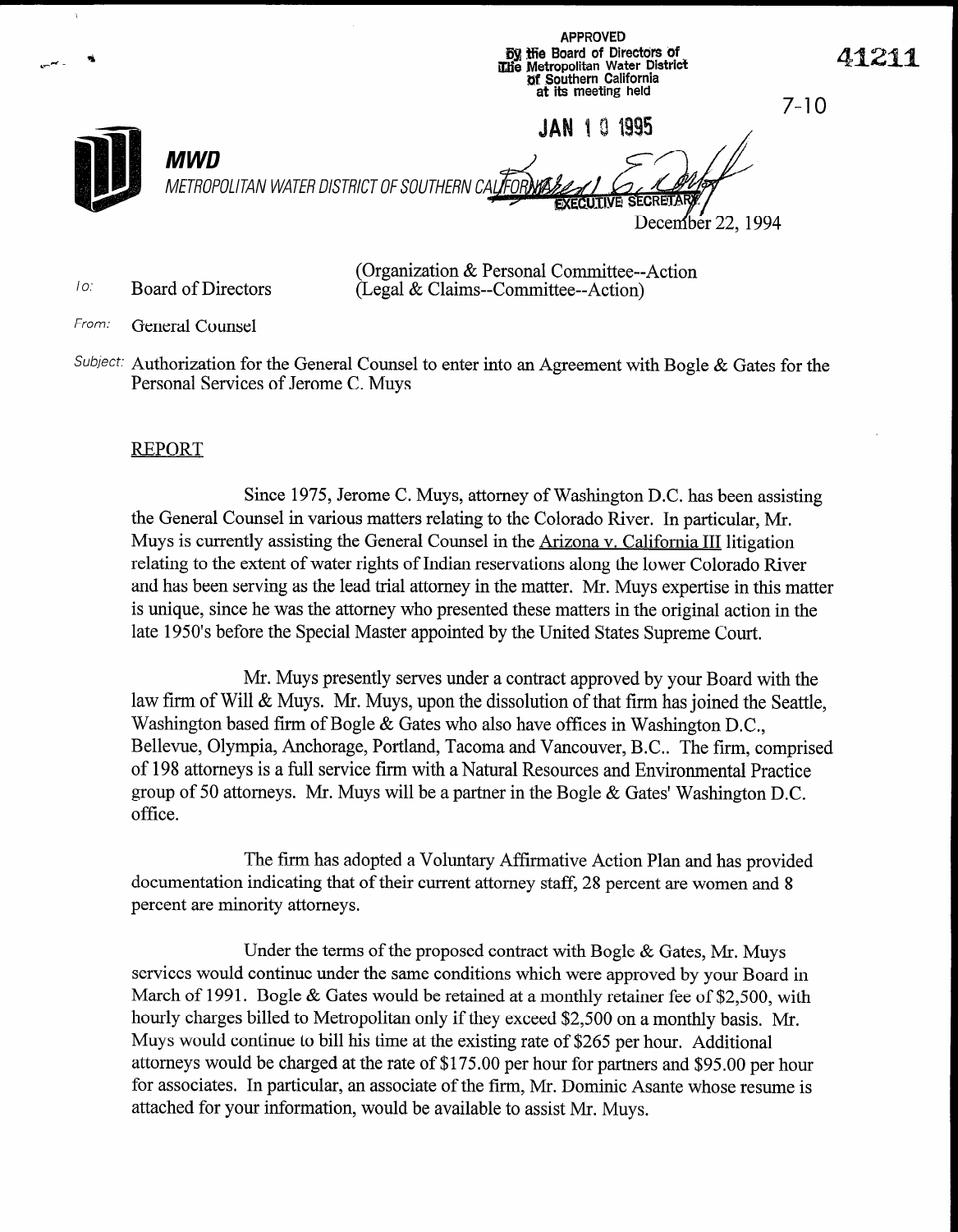APPROVED
by the Board of Directors of
The Metropolitan Water District
of Southern California
at its meeting held

JAN 10 1995

EXECUTIVE SECRETARY

41211

7-10

**MWD**

*METROPOLITAN WATER DISTRICT OF SOUTHERN CALIFORNIA*

December 22, 1994

To: Board of Directors

(Organization & Personal Committee--Action
(Legal & Claims--Committee--Action)

From: General Counsel

Subject: Authorization for the General Counsel to enter into an Agreement with Bogle & Gates for the Personal Services of Jerome C. Muys

## REPORT

Since 1975, Jerome C. Muys, attorney of Washington D.C. has been assisting the General Counsel in various matters relating to the Colorado River. In particular, Mr. Muys is currently assisting the General Counsel in the Arizona v. California III litigation relating to the extent of water rights of Indian reservations along the lower Colorado River and has been serving as the lead trial attorney in the matter. Mr. Muys expertise in this matter is unique, since he was the attorney who presented these matters in the original action in the late 1950's before the Special Master appointed by the United States Supreme Court.

Mr. Muys presently serves under a contract approved by your Board with the law firm of Will & Muys. Mr. Muys, upon the dissolution of that firm has joined the Seattle, Washington based firm of Bogle & Gates who also have offices in Washington D.C., Bellevue, Olympia, Anchorage, Portland, Tacoma and Vancouver, B.C.. The firm, comprised of 198 attorneys is a full service firm with a Natural Resources and Environmental Practice group of 50 attorneys. Mr. Muys will be a partner in the Bogle & Gates' Washington D.C. office.

The firm has adopted a Voluntary Affirmative Action Plan and has provided documentation indicating that of their current attorney staff, 28 percent are women and 8 percent are minority attorneys.

Under the terms of the proposed contract with Bogle & Gates, Mr. Muys services would continue under the same conditions which were approved by your Board in March of 1991. Bogle & Gates would be retained at a monthly retainer fee of $2,500, with hourly charges billed to Metropolitan only if they exceed $2,500 on a monthly basis. Mr. Muys would continue to bill his time at the existing rate of $265 per hour. Additional attorneys would be charged at the rate of $175.00 per hour for partners and $95.00 per hour for associates. In particular, an associate of the firm, Mr. Dominic Asante whose resume is attached for your information, would be available to assist Mr. Muys.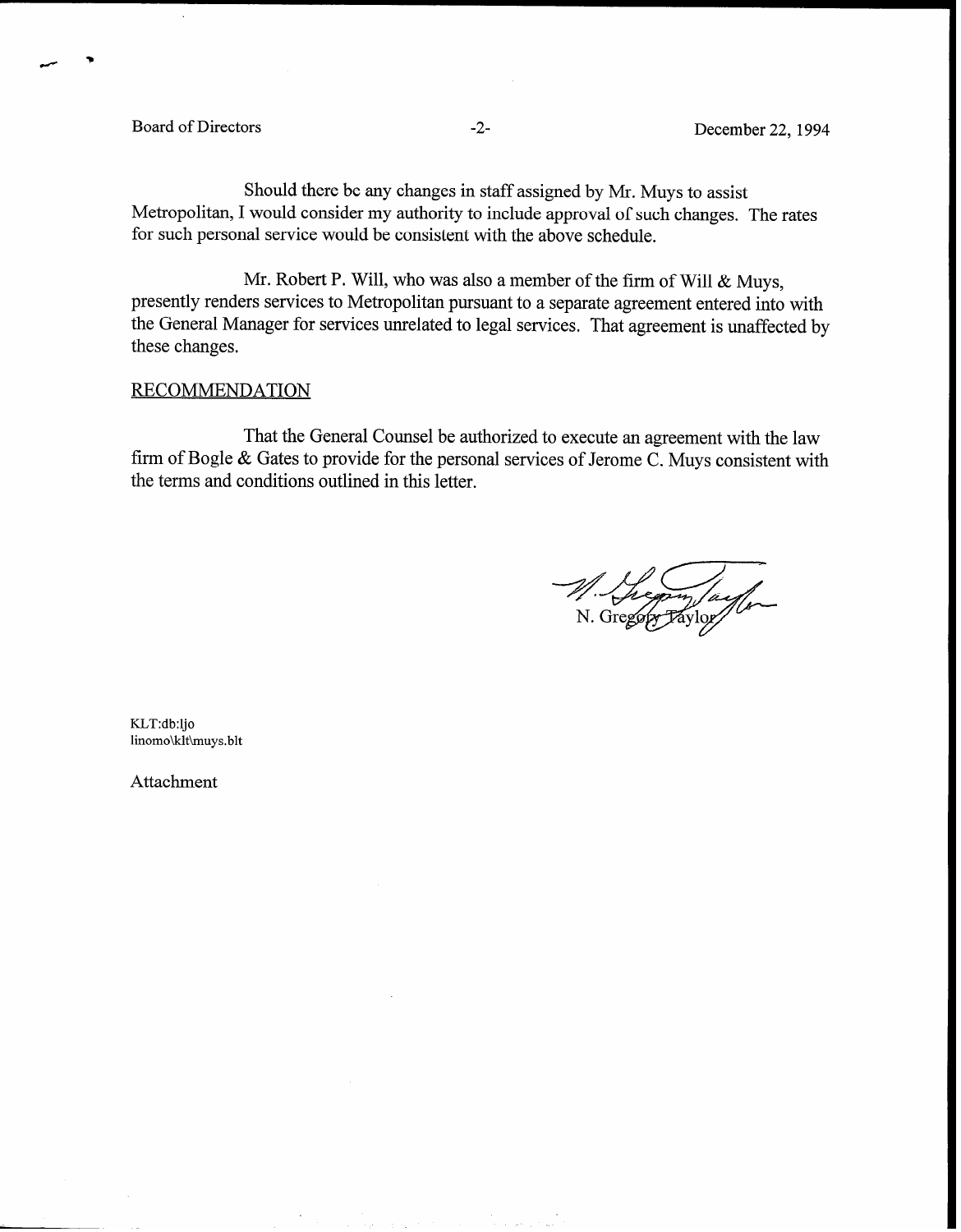Should there be any changes in staff assigned by Mr. Muys to assist Metropolitan, I would consider my authority to include approval of such changes. The rates for such personal service would be consistent with the above schedule.

Mr. Robert P. Will, who was also a member of the firm of Will & Muys, presently renders services to Metropolitan pursuant to a separate agreement entered into with the General Manager for services unrelated to legal services. That agreement is unaffected by these changes.

RECOMMENDATION

That the General Counsel be authorized to execute an agreement with the law firm of Bogle & Gates to provide for the personal services of Jerome C. Muys consistent with the terms and conditions outlined in this letter.

N. Gregory Taylor

KLT:db:ljo
linomo\klt\muys.blt

Attachment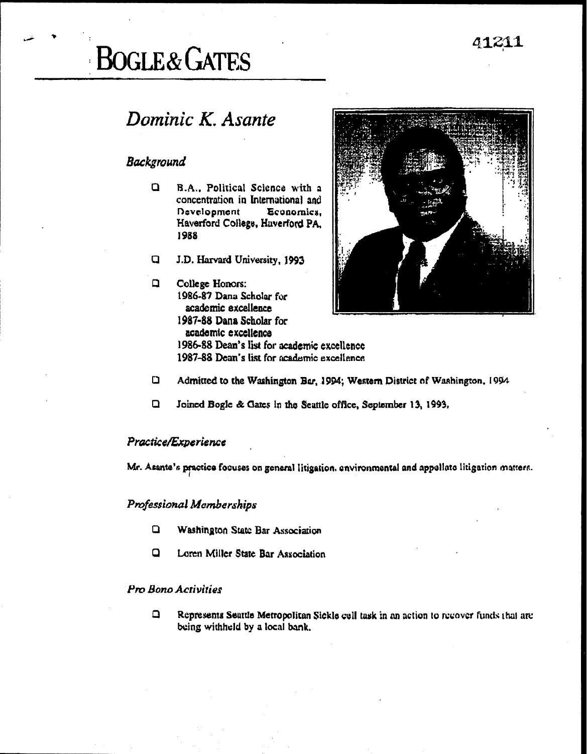41211

# BOGLE & GATES

## *Dominic K. Asante*

### *Background*

- B.A., Political Science with a concentration in International and Development Economics, Haverford College, Haverford PA, 1988
- J.D. Harvard University, 1993
- College Honors:
  1986-87 Dana Scholar for academic excellence
  1987-88 Dana Scholar for academic excellence
  1986-88 Dean's list for academic excellence
  1987-88 Dean's list for academic excellence
- Admitted to the Washington Bar, 1994; Western District of Washington, 1994
- Joined Bogle & Gates in the Seattle office, September 13, 1993,

### *Practice/Experience*

Mr. Asante's practice focuses on general litigation, environmental and appellate litigation matters.

### *Professional Memberships*

- Washington State Bar Association
- Loren Miller State Bar Association

### *Pro Bono Activities*

- Represents Seattle Metropolitan Sickle cell task in an action to recover funds that are being withheld by a local bank.